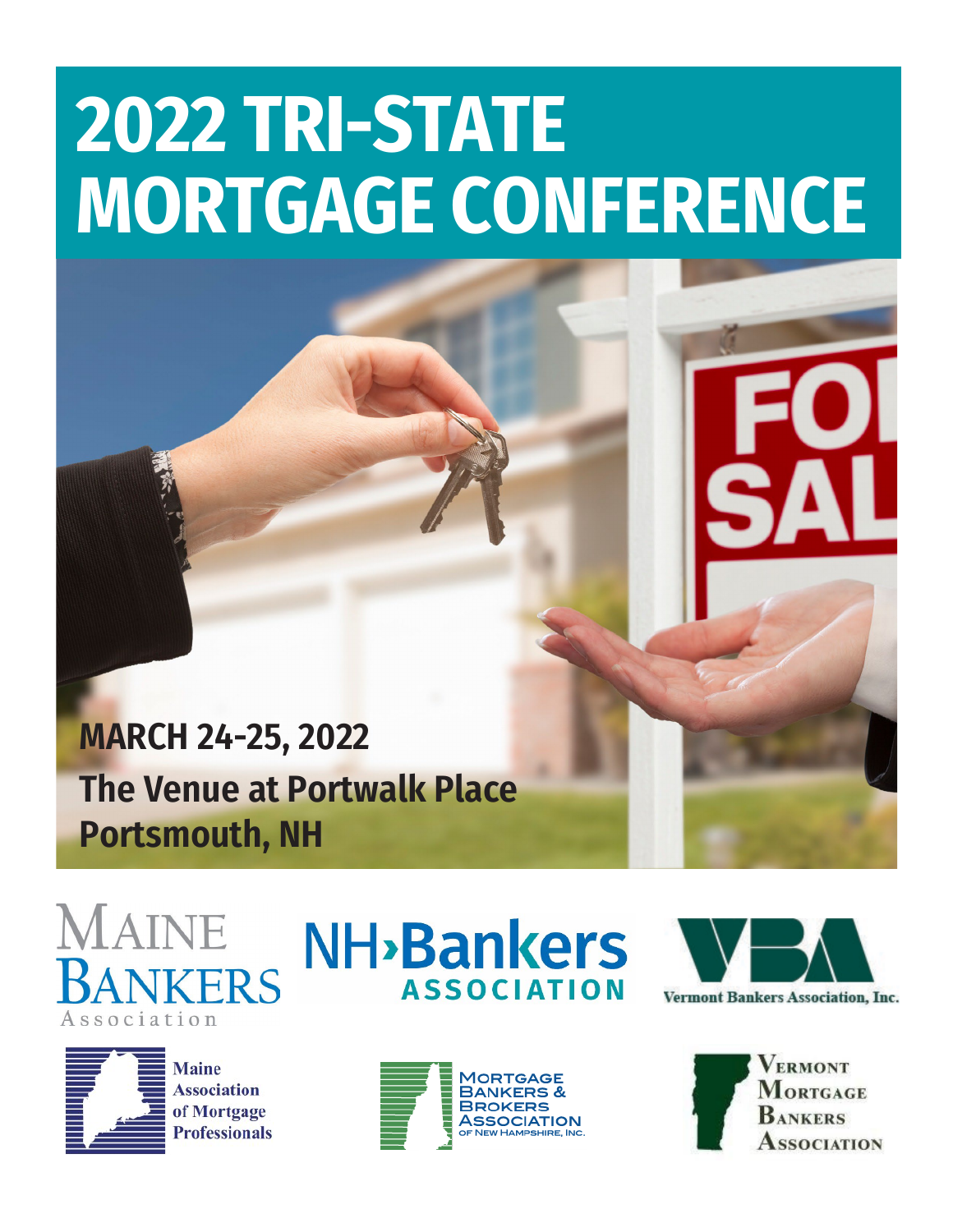# 2022 TRI-STATE MORTGAGE CONFERENCE

**MARCH 24-25, 2022**

**The Venue at Portwalk Place**

**Portsmouth, NH**

Maine Bankers Association

NH Bankers Association

Vermont Bankers Association, Inc.

Maine Association of Mortgage Professionals

Mortgage Bankers & Brokers Association of New Hampshire, Inc.

Vermont Mortgage Bankers Association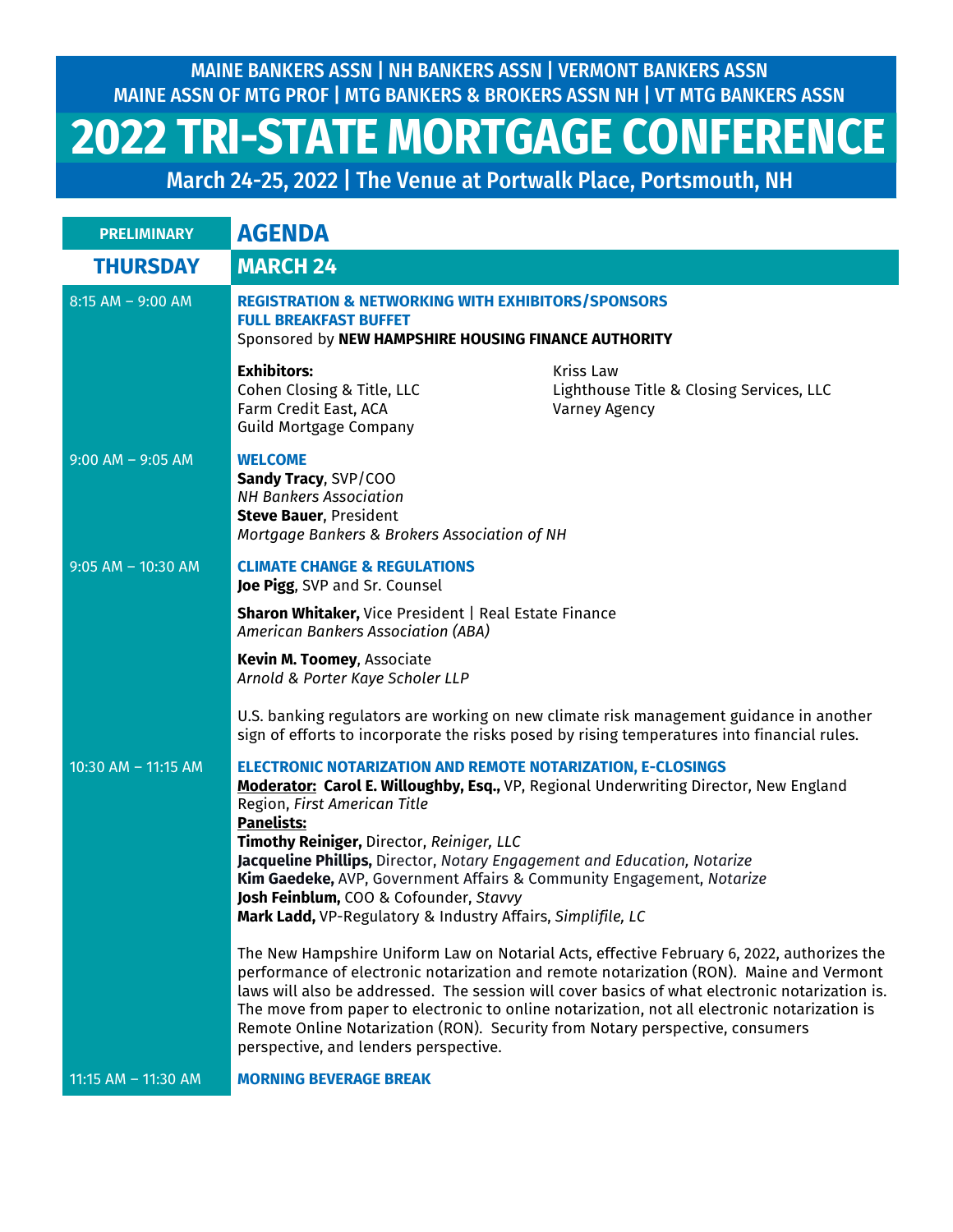MAINE BANKERS ASSN | NH BANKERS ASSN | VERMONT BANKERS ASSN
MAINE ASSN OF MTG PROF | MTG BANKERS & BROKERS ASSN NH | VT MTG BANKERS ASSN

# 2022 TRI-STATE MORTGAGE CONFERENCE

March 24-25, 2022 | The Venue at Portwalk Place, Portsmouth, NH

## PRELIMINARY AGENDA

## THURSDAY MARCH 24

**8:15 AM – 9:00 AM**

**REGISTRATION & NETWORKING WITH EXHIBITORS/SPONSORS**
**FULL BREAKFAST BUFFET**
Sponsored by **NEW HAMPSHIRE HOUSING FINANCE AUTHORITY**

**Exhibitors:**
Cohen Closing & Title, LLC
Farm Credit East, ACA
Guild Mortgage Company
Kriss Law
Lighthouse Title & Closing Services, LLC
Varney Agency

**9:00 AM – 9:05 AM**

**WELCOME**
**Sandy Tracy**, SVP/COO
*NH Bankers Association*
**Steve Bauer**, President
*Mortgage Bankers & Brokers Association of NH*

**9:05 AM – 10:30 AM**

**CLIMATE CHANGE & REGULATIONS**
**Joe Pigg**, SVP and Sr. Counsel

**Sharon Whitaker,** Vice President | Real Estate Finance
*American Bankers Association (ABA)*

**Kevin M. Toomey**, Associate
*Arnold & Porter Kaye Scholer LLP*

U.S. banking regulators are working on new climate risk management guidance in another sign of efforts to incorporate the risks posed by rising temperatures into financial rules.

**10:30 AM – 11:15 AM**

**ELECTRONIC NOTARIZATION AND REMOTE NOTARIZATION, E-CLOSINGS**
**Moderator: Carol E. Willoughby, Esq.,** VP, Regional Underwriting Director, New England Region, *First American Title*
**Panelists:**
**Timothy Reiniger,** Director, *Reiniger, LLC*
**Jacqueline Phillips,** Director, *Notary Engagement and Education, Notarize*
**Kim Gaedeke,** AVP, Government Affairs & Community Engagement, *Notarize*
**Josh Feinblum,** COO & Cofounder, *Stavvy*
**Mark Ladd,** VP-Regulatory & Industry Affairs, *Simplifile, LC*

The New Hampshire Uniform Law on Notarial Acts, effective February 6, 2022, authorizes the performance of electronic notarization and remote notarization (RON). Maine and Vermont laws will also be addressed. The session will cover basics of what electronic notarization is. The move from paper to electronic to online notarization, not all electronic notarization is Remote Online Notarization (RON). Security from Notary perspective, consumers perspective, and lenders perspective.

**11:15 AM – 11:30 AM**

**MORNING BEVERAGE BREAK**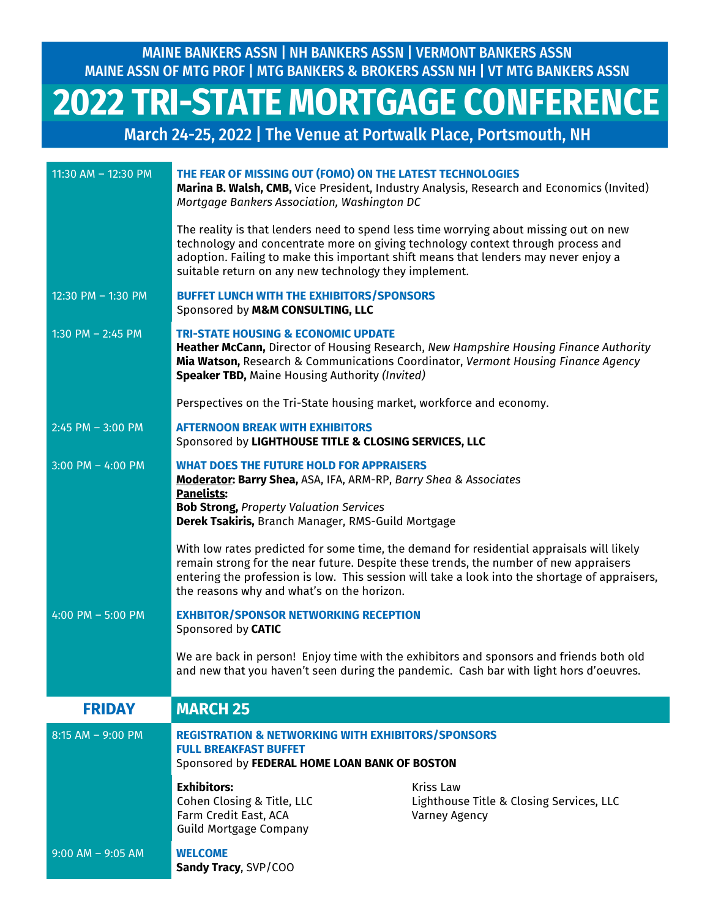MAINE BANKERS ASSN | NH BANKERS ASSN | VERMONT BANKERS ASSN
MAINE ASSN OF MTG PROF | MTG BANKERS & BROKERS ASSN NH | VT MTG BANKERS ASSN

# 2022 TRI-STATE MORTGAGE CONFERENCE

## March 24-25, 2022 | The Venue at Portwalk Place, Portsmouth, NH

**11:30 AM – 12:30 PM**

**THE FEAR OF MISSING OUT (FOMO) ON THE LATEST TECHNOLOGIES**
**Marina B. Walsh, CMB,** Vice President, Industry Analysis, Research and Economics (Invited)
*Mortgage Bankers Association, Washington DC*

The reality is that lenders need to spend less time worrying about missing out on new technology and concentrate more on giving technology context through process and adoption. Failing to make this important shift means that lenders may never enjoy a suitable return on any new technology they implement.

**12:30 PM – 1:30 PM**

**BUFFET LUNCH WITH THE EXHIBITORS/SPONSORS**
Sponsored by **M&M CONSULTING, LLC**

**1:30 PM – 2:45 PM**

**TRI-STATE HOUSING & ECONOMIC UPDATE**
**Heather McCann,** Director of Housing Research, *New Hampshire Housing Finance Authority*
**Mia Watson,** Research & Communications Coordinator, *Vermont Housing Finance Agency*
**Speaker TBD,** Maine Housing Authority *(Invited)*

Perspectives on the Tri-State housing market, workforce and economy.

**2:45 PM – 3:00 PM**

**AFTERNOON BREAK WITH EXHIBITORS**
Sponsored by **LIGHTHOUSE TITLE & CLOSING SERVICES, LLC**

**3:00 PM – 4:00 PM**

**WHAT DOES THE FUTURE HOLD FOR APPRAISERS**
**Moderator: Barry Shea,** ASA, IFA, ARM-RP, *Barry Shea & Associates*
**Panelists:**
**Bob Strong,** *Property Valuation Services*
**Derek Tsakiris,** Branch Manager, RMS-Guild Mortgage

With low rates predicted for some time, the demand for residential appraisals will likely remain strong for the near future. Despite these trends, the number of new appraisers entering the profession is low. This session will take a look into the shortage of appraisers, the reasons why and what's on the horizon.

**4:00 PM – 5:00 PM**

**EXHIBITOR/SPONSOR NETWORKING RECEPTION**
Sponsored by **CATIC**

We are back in person! Enjoy time with the exhibitors and sponsors and friends both old and new that you haven't seen during the pandemic. Cash bar with light hors d'oeuvres.

## FRIDAY — MARCH 25

**8:15 AM – 9:00 PM**

**REGISTRATION & NETWORKING WITH EXHIBITORS/SPONSORS**
**FULL BREAKFAST BUFFET**
Sponsored by **FEDERAL HOME LOAN BANK OF BOSTON**

**Exhibitors:**
Cohen Closing & Title, LLC
Farm Credit East, ACA
Guild Mortgage Company
Kriss Law
Lighthouse Title & Closing Services, LLC
Varney Agency

**9:00 AM – 9:05 AM**

**WELCOME**
**Sandy Tracy**, SVP/COO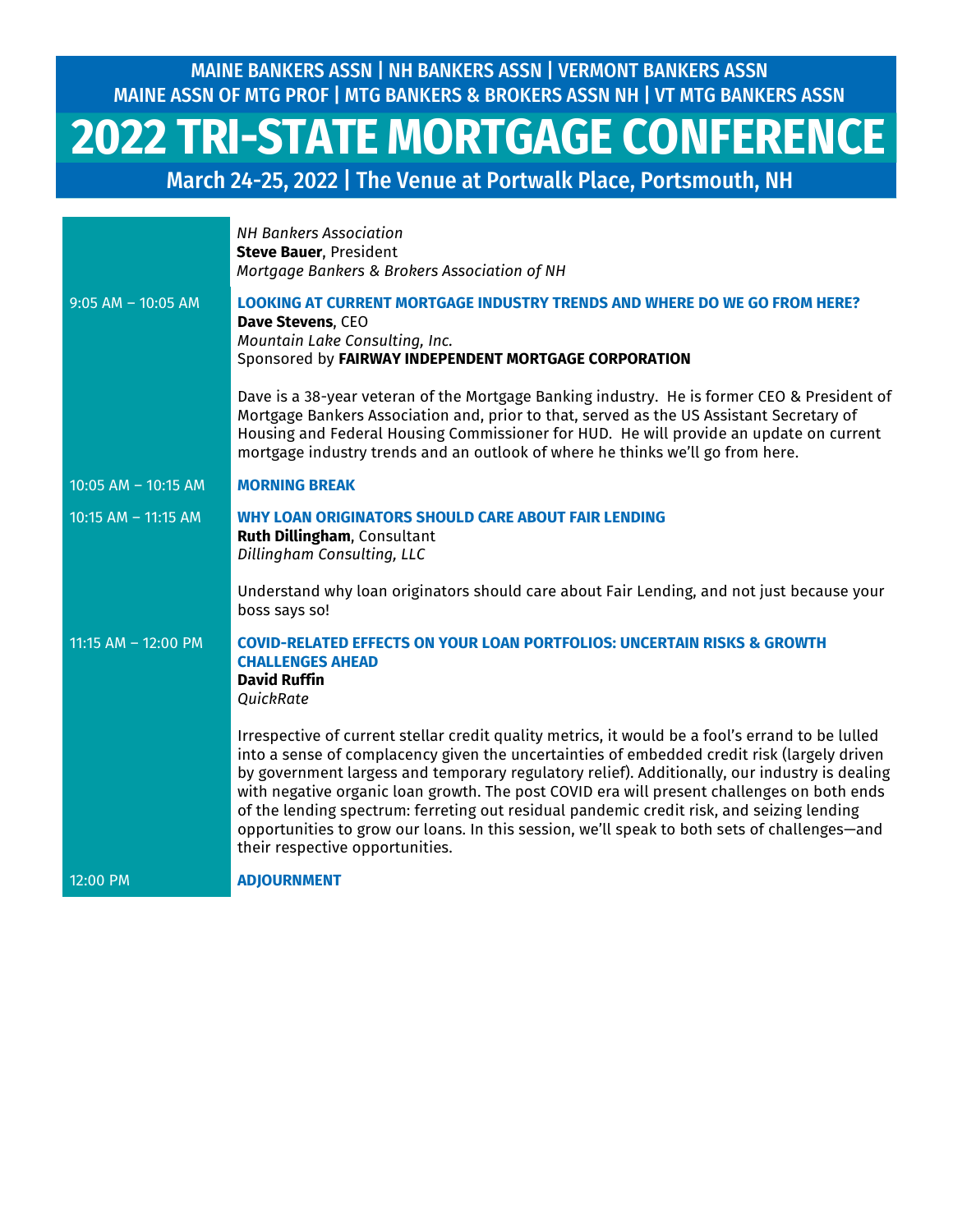MAINE BANKERS ASSN | NH BANKERS ASSN | VERMONT BANKERS ASSN
MAINE ASSN OF MTG PROF | MTG BANKERS & BROKERS ASSN NH | VT MTG BANKERS ASSN

# 2022 TRI-STATE MORTGAGE CONFERENCE

## March 24-25, 2022 | The Venue at Portwalk Place, Portsmouth, NH

| | |
|---|---|
| | *NH Bankers Association*<br>**Steve Bauer**, President<br>*Mortgage Bankers & Brokers Association of NH* |
| 9:05 AM – 10:05 AM | **LOOKING AT CURRENT MORTGAGE INDUSTRY TRENDS AND WHERE DO WE GO FROM HERE?**<br>**Dave Stevens**, CEO<br>*Mountain Lake Consulting, Inc.*<br>Sponsored by **FAIRWAY INDEPENDENT MORTGAGE CORPORATION**<br><br>Dave is a 38-year veteran of the Mortgage Banking industry. He is former CEO & President of Mortgage Bankers Association and, prior to that, served as the US Assistant Secretary of Housing and Federal Housing Commissioner for HUD. He will provide an update on current mortgage industry trends and an outlook of where he thinks we'll go from here. |
| 10:05 AM – 10:15 AM | **MORNING BREAK** |
| 10:15 AM – 11:15 AM | **WHY LOAN ORIGINATORS SHOULD CARE ABOUT FAIR LENDING**<br>**Ruth Dillingham**, Consultant<br>*Dillingham Consulting, LLC*<br><br>Understand why loan originators should care about Fair Lending, and not just because your boss says so! |
| 11:15 AM – 12:00 PM | **COVID-RELATED EFFECTS ON YOUR LOAN PORTFOLIOS: UNCERTAIN RISKS & GROWTH CHALLENGES AHEAD**<br>**David Ruffin**<br>*QuickRate*<br><br>Irrespective of current stellar credit quality metrics, it would be a fool's errand to be lulled into a sense of complacency given the uncertainties of embedded credit risk (largely driven by government largess and temporary regulatory relief). Additionally, our industry is dealing with negative organic loan growth. The post COVID era will present challenges on both ends of the lending spectrum: ferreting out residual pandemic credit risk, and seizing lending opportunities to grow our loans. In this session, we'll speak to both sets of challenges—and their respective opportunities. |
| 12:00 PM | **ADJOURNMENT** |